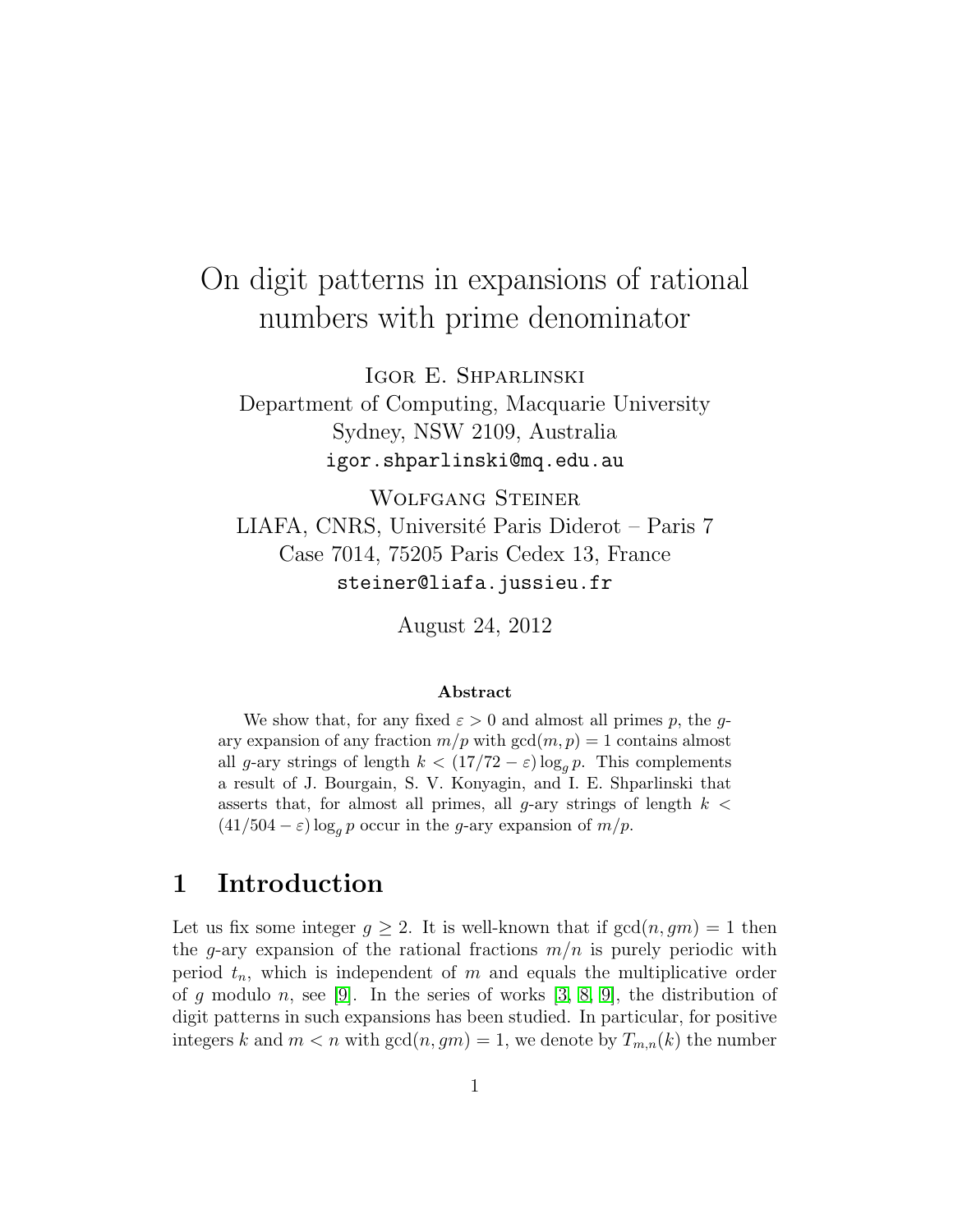# On digit patterns in expansions of rational numbers with prime denominator

Igor E. Shparlinski
Department of Computing, Macquarie University
Sydney, NSW 2109, Australia
igor.shparlinski@mq.edu.au

Wolfgang Steiner
LIAFA, CNRS, Université Paris Diderot – Paris 7
Case 7014, 75205 Paris Cedex 13, France
steiner@liafa.jussieu.fr

August 24, 2012

**Abstract**

We show that, for any fixed $\varepsilon > 0$ and almost all primes $p$, the $g$-ary expansion of any fraction $m/p$ with $\gcd(m, p) = 1$ contains almost all $g$-ary strings of length $k < (17/72 - \varepsilon)\log_g p$. This complements a result of J. Bourgain, S. V. Konyagin, and I. E. Shparlinski that asserts that, for almost all primes, all $g$-ary strings of length $k < (41/504 - \varepsilon)\log_g p$ occur in the $g$-ary expansion of $m/p$.

## 1 Introduction

Let us fix some integer $g \geq 2$. It is well-known that if $\gcd(n, gm) = 1$ then the $g$-ary expansion of the rational fractions $m/n$ is purely periodic with period $t_n$, which is independent of $m$ and equals the multiplicative order of $g$ modulo $n$, see [9]. In the series of works [3, 8, 9], the distribution of digit patterns in such expansions has been studied. In particular, for positive integers $k$ and $m < n$ with $\gcd(n, gm) = 1$, we denote by $T_{m,n}(k)$ the number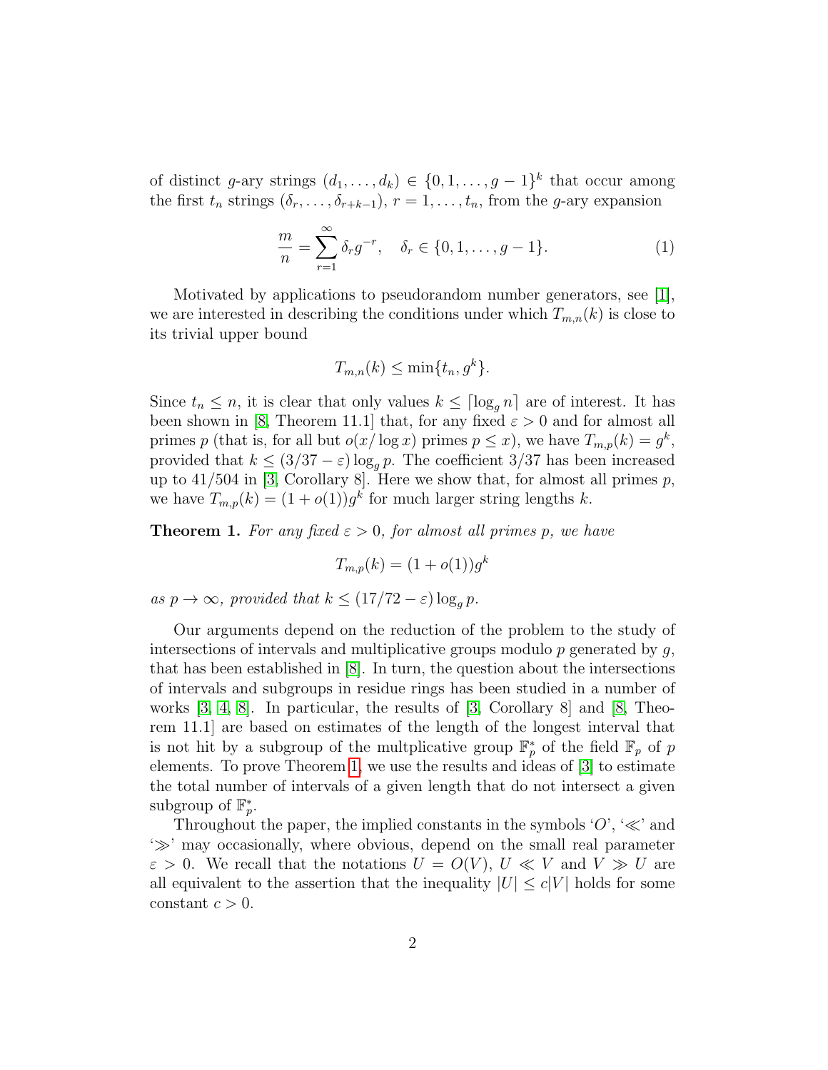of distinct $g$-ary strings $(d_1, \ldots, d_k) \in \{0, 1, \ldots, g-1\}^k$ that occur among the first $t_n$ strings $(\delta_r, \ldots, \delta_{r+k-1})$, $r = 1, \ldots, t_n$, from the $g$-ary expansion

$$\frac{m}{n} = \sum_{r=1}^{\infty} \delta_r g^{-r}, \quad \delta_r \in \{0, 1, \ldots, g-1\}. \tag{1}$$

Motivated by applications to pseudorandom number generators, see [1], we are interested in describing the conditions under which $T_{m,n}(k)$ is close to its trivial upper bound

$$T_{m,n}(k) \le \min\{t_n, g^k\}.$$

Since $t_n \le n$, it is clear that only values $k \le \lceil \log_g n \rceil$ are of interest. It has been shown in [8, Theorem 11.1] that, for any fixed $\varepsilon > 0$ and for almost all primes $p$ (that is, for all but $o(x/\log x)$ primes $p \le x$), we have $T_{m,p}(k) = g^k$, provided that $k \le (3/37 - \varepsilon) \log_g p$. The coefficient $3/37$ has been increased up to $41/504$ in [3, Corollary 8]. Here we show that, for almost all primes $p$, we have $T_{m,p}(k) = (1 + o(1))g^k$ for much larger string lengths $k$.

**Theorem 1.** *For any fixed $\varepsilon > 0$, for almost all primes $p$, we have*

$$T_{m,p}(k) = (1 + o(1))g^k$$

*as $p \to \infty$, provided that $k \le (17/72 - \varepsilon) \log_g p$.*

Our arguments depend on the reduction of the problem to the study of intersections of intervals and multiplicative groups modulo $p$ generated by $g$, that has been established in [8]. In turn, the question about the intersections of intervals and subgroups in residue rings has been studied in a number of works [3, 4, 8]. In particular, the results of [3, Corollary 8] and [8, Theorem 11.1] are based on estimates of the length of the longest interval that is not hit by a subgroup of the multplicative group $\mathbb{F}_p^*$ of the field $\mathbb{F}_p$ of $p$ elements. To prove Theorem 1, we use the results and ideas of [3] to estimate the total number of intervals of a given length that do not intersect a given subgroup of $\mathbb{F}_p^*$.

Throughout the paper, the implied constants in the symbols '$O$', '$\ll$' and '$\gg$' may occasionally, where obvious, depend on the small real parameter $\varepsilon > 0$. We recall that the notations $U = O(V)$, $U \ll V$ and $V \gg U$ are all equivalent to the assertion that the inequality $|U| \le c|V|$ holds for some constant $c > 0$.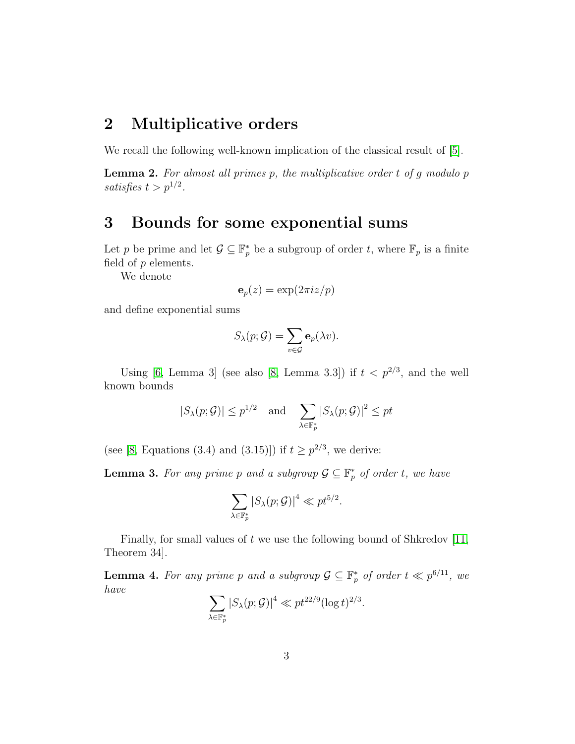## 2 Multiplicative orders

We recall the following well-known implication of the classical result of [5].

**Lemma 2.** *For almost all primes $p$, the multiplicative order $t$ of $g$ modulo $p$ satisfies $t > p^{1/2}$.*

## 3 Bounds for some exponential sums

Let $p$ be prime and let $\mathcal{G} \subseteq \mathbb{F}_p^*$ be a subgroup of order $t$, where $\mathbb{F}_p$ is a finite field of $p$ elements.

We denote

$$\mathbf{e}_p(z) = \exp(2\pi i z/p)$$

and define exponential sums

$$S_\lambda(p; \mathcal{G}) = \sum_{v \in \mathcal{G}} \mathbf{e}_p(\lambda v).$$

Using [6, Lemma 3] (see also [8, Lemma 3.3]) if $t < p^{2/3}$, and the well known bounds

$$|S_\lambda(p; \mathcal{G})| \le p^{1/2} \quad \text{and} \quad \sum_{\lambda \in \mathbb{F}_p^*} |S_\lambda(p; \mathcal{G})|^2 \le pt$$

(see [8, Equations (3.4) and (3.15)]) if $t \ge p^{2/3}$, we derive:

**Lemma 3.** *For any prime $p$ and a subgroup $\mathcal{G} \subseteq \mathbb{F}_p^*$ of order $t$, we have*

$$\sum_{\lambda \in \mathbb{F}_p^*} |S_\lambda(p; \mathcal{G})|^4 \ll pt^{5/2}.$$

Finally, for small values of $t$ we use the following bound of Shkredov [11, Theorem 34].

**Lemma 4.** *For any prime $p$ and a subgroup $\mathcal{G} \subseteq \mathbb{F}_p^*$ of order $t \ll p^{6/11}$, we have*

$$\sum_{\lambda \in \mathbb{F}_p^*} |S_\lambda(p; \mathcal{G})|^4 \ll pt^{22/9}(\log t)^{2/3}.$$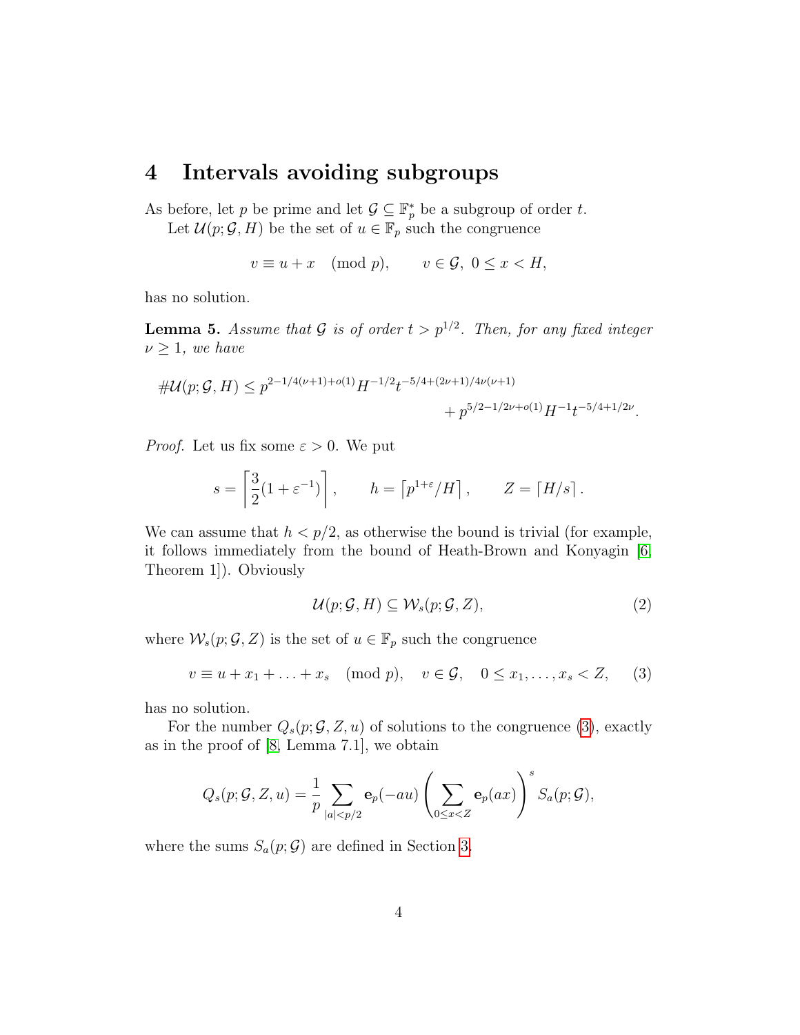## 4 Intervals avoiding subgroups

As before, let $p$ be prime and let $\mathcal{G} \subseteq \mathbb{F}_p^*$ be a subgroup of order $t$.

Let $\mathcal{U}(p;\mathcal{G},H)$ be the set of $u \in \mathbb{F}_p$ such the congruence

$$v \equiv u + x \pmod p, \qquad v \in \mathcal{G},\ 0 \le x < H,$$

has no solution.

**Lemma 5.** *Assume that $\mathcal{G}$ is of order $t > p^{1/2}$. Then, for any fixed integer $\nu \ge 1$, we have*

$$\#\mathcal{U}(p;\mathcal{G},H) \le p^{2-1/4(\nu+1)+o(1)} H^{-1/2} t^{-5/4+(2\nu+1)/4\nu(\nu+1)} + p^{5/2-1/2\nu+o(1)} H^{-1} t^{-5/4+1/2\nu}.$$

*Proof.* Let us fix some $\varepsilon > 0$. We put

$$s = \left\lceil \frac{3}{2}(1+\varepsilon^{-1}) \right\rceil, \qquad h = \left\lceil p^{1+\varepsilon}/H \right\rceil, \qquad Z = \lceil H/s \rceil.$$

We can assume that $h < p/2$, as otherwise the bound is trivial (for example, it follows immediately from the bound of Heath-Brown and Konyagin [6, Theorem 1]). Obviously

$$\mathcal{U}(p;\mathcal{G},H) \subseteq \mathcal{W}_s(p;\mathcal{G},Z), \tag{2}$$

where $\mathcal{W}_s(p;\mathcal{G},Z)$ is the set of $u \in \mathbb{F}_p$ such the congruence

$$v \equiv u + x_1 + \ldots + x_s \pmod p, \quad v \in \mathcal{G}, \quad 0 \le x_1, \ldots, x_s < Z, \tag{3}$$

has no solution.

For the number $Q_s(p;\mathcal{G},Z,u)$ of solutions to the congruence (3), exactly as in the proof of [8, Lemma 7.1], we obtain

$$Q_s(p;\mathcal{G},Z,u) = \frac{1}{p} \sum_{|a|<p/2} \mathbf{e}_p(-au) \left( \sum_{0 \le x < Z} \mathbf{e}_p(ax) \right)^s S_a(p;\mathcal{G}),$$

where the sums $S_a(p;\mathcal{G})$ are defined in Section 3.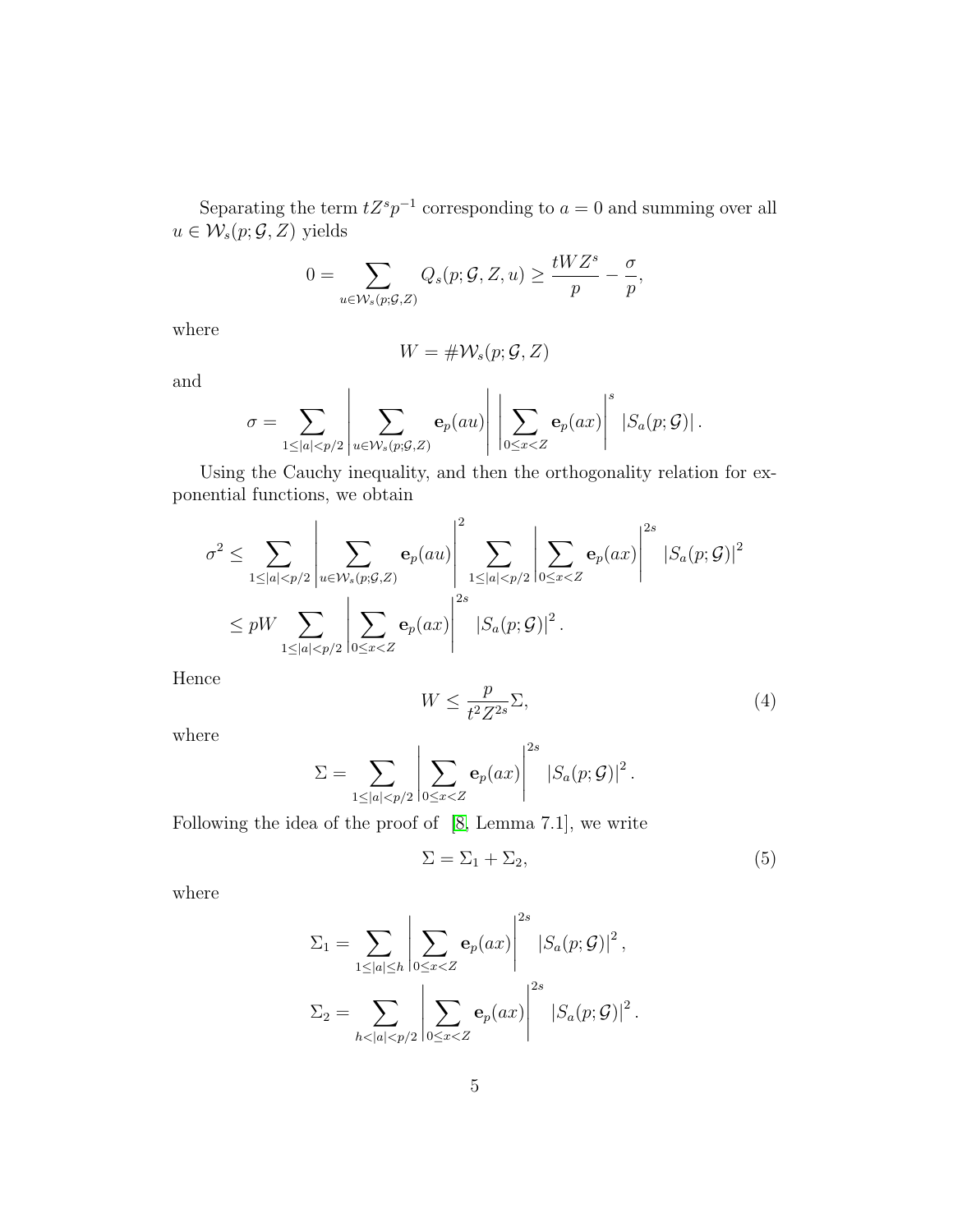Separating the term $tZ^s p^{-1}$ corresponding to $a = 0$ and summing over all $u \in \mathcal{W}_s(p; \mathcal{G}, Z)$ yields

$$0 = \sum_{u \in \mathcal{W}_s(p;\mathcal{G},Z)} Q_s(p; \mathcal{G}, Z, u) \geq \frac{tWZ^s}{p} - \frac{\sigma}{p},$$

where

$$W = \#\mathcal{W}_s(p; \mathcal{G}, Z)$$

and

$$\sigma = \sum_{1 \leq |a| < p/2} \left| \sum_{u \in \mathcal{W}_s(p;\mathcal{G},Z)} \mathbf{e}_p(au) \right| \left| \sum_{0 \leq x < Z} \mathbf{e}_p(ax) \right|^s |S_a(p; \mathcal{G})| \,.$$

Using the Cauchy inequality, and then the orthogonality relation for exponential functions, we obtain

$$\begin{aligned}
\sigma^2 &\leq \sum_{1 \leq |a| < p/2} \left| \sum_{u \in \mathcal{W}_s(p;\mathcal{G},Z)} \mathbf{e}_p(au) \right|^2 \sum_{1 \leq |a| < p/2} \left| \sum_{0 \leq x < Z} \mathbf{e}_p(ax) \right|^{2s} |S_a(p; \mathcal{G})|^2 \\
&\leq pW \sum_{1 \leq |a| < p/2} \left| \sum_{0 \leq x < Z} \mathbf{e}_p(ax) \right|^{2s} |S_a(p; \mathcal{G})|^2 .
\end{aligned}$$

Hence

$$W \leq \frac{p}{t^2 Z^{2s}} \Sigma, \tag{4}$$

where

$$\Sigma = \sum_{1 \leq |a| < p/2} \left| \sum_{0 \leq x < Z} \mathbf{e}_p(ax) \right|^{2s} |S_a(p; \mathcal{G})|^2 .$$

Following the idea of the proof of [8, Lemma 7.1], we write

$$\Sigma = \Sigma_1 + \Sigma_2, \tag{5}$$

where

$$\begin{aligned}
\Sigma_1 &= \sum_{1 \leq |a| \leq h} \left| \sum_{0 \leq x < Z} \mathbf{e}_p(ax) \right|^{2s} |S_a(p; \mathcal{G})|^2 , \\
\Sigma_2 &= \sum_{h < |a| < p/2} \left| \sum_{0 \leq x < Z} \mathbf{e}_p(ax) \right|^{2s} |S_a(p; \mathcal{G})|^2 .
\end{aligned}$$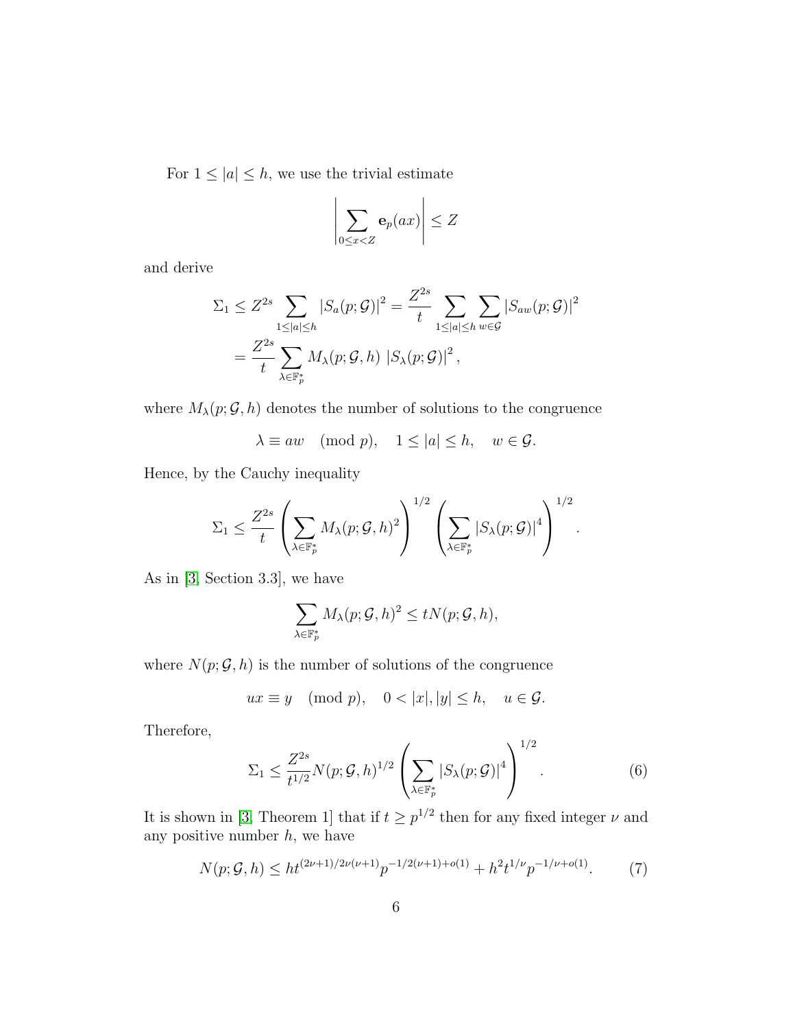For $1 \le |a| \le h$, we use the trivial estimate

$$\left| \sum_{0 \le x < Z} \mathbf{e}_p(ax) \right| \le Z$$

and derive

$$\begin{aligned}
\Sigma_1 &\le Z^{2s} \sum_{1 \le |a| \le h} |S_a(p;\mathcal{G})|^2 = \frac{Z^{2s}}{t} \sum_{1 \le |a| \le h} \sum_{w \in \mathcal{G}} |S_{aw}(p;\mathcal{G})|^2 \\
&= \frac{Z^{2s}}{t} \sum_{\lambda \in \mathbb{F}_p^*} M_\lambda(p;\mathcal{G},h)\ |S_\lambda(p;\mathcal{G})|^2,
\end{aligned}$$

where $M_\lambda(p;\mathcal{G},h)$ denotes the number of solutions to the congruence

$$\lambda \equiv aw \pmod p, \quad 1 \le |a| \le h, \quad w \in \mathcal{G}.$$

Hence, by the Cauchy inequality

$$\Sigma_1 \le \frac{Z^{2s}}{t} \left( \sum_{\lambda \in \mathbb{F}_p^*} M_\lambda(p;\mathcal{G},h)^2 \right)^{1/2} \left( \sum_{\lambda \in \mathbb{F}_p^*} |S_\lambda(p;\mathcal{G})|^4 \right)^{1/2}.$$

As in [3, Section 3.3], we have

$$\sum_{\lambda \in \mathbb{F}_p^*} M_\lambda(p;\mathcal{G},h)^2 \le tN(p;\mathcal{G},h),$$

where $N(p;\mathcal{G},h)$ is the number of solutions of the congruence

$$ux \equiv y \pmod p, \quad 0 < |x|, |y| \le h, \quad u \in \mathcal{G}.$$

Therefore,

$$\Sigma_1 \le \frac{Z^{2s}}{t^{1/2}} N(p;\mathcal{G},h)^{1/2} \left( \sum_{\lambda \in \mathbb{F}_p^*} |S_\lambda(p;\mathcal{G})|^4 \right)^{1/2}. \tag{6}$$

It is shown in [3, Theorem 1] that if $t \ge p^{1/2}$ then for any fixed integer $\nu$ and any positive number $h$, we have

$$N(p;\mathcal{G},h) \le ht^{(2\nu+1)/2\nu(\nu+1)} p^{-1/2(\nu+1)+o(1)} + h^2 t^{1/\nu} p^{-1/\nu+o(1)}. \tag{7}$$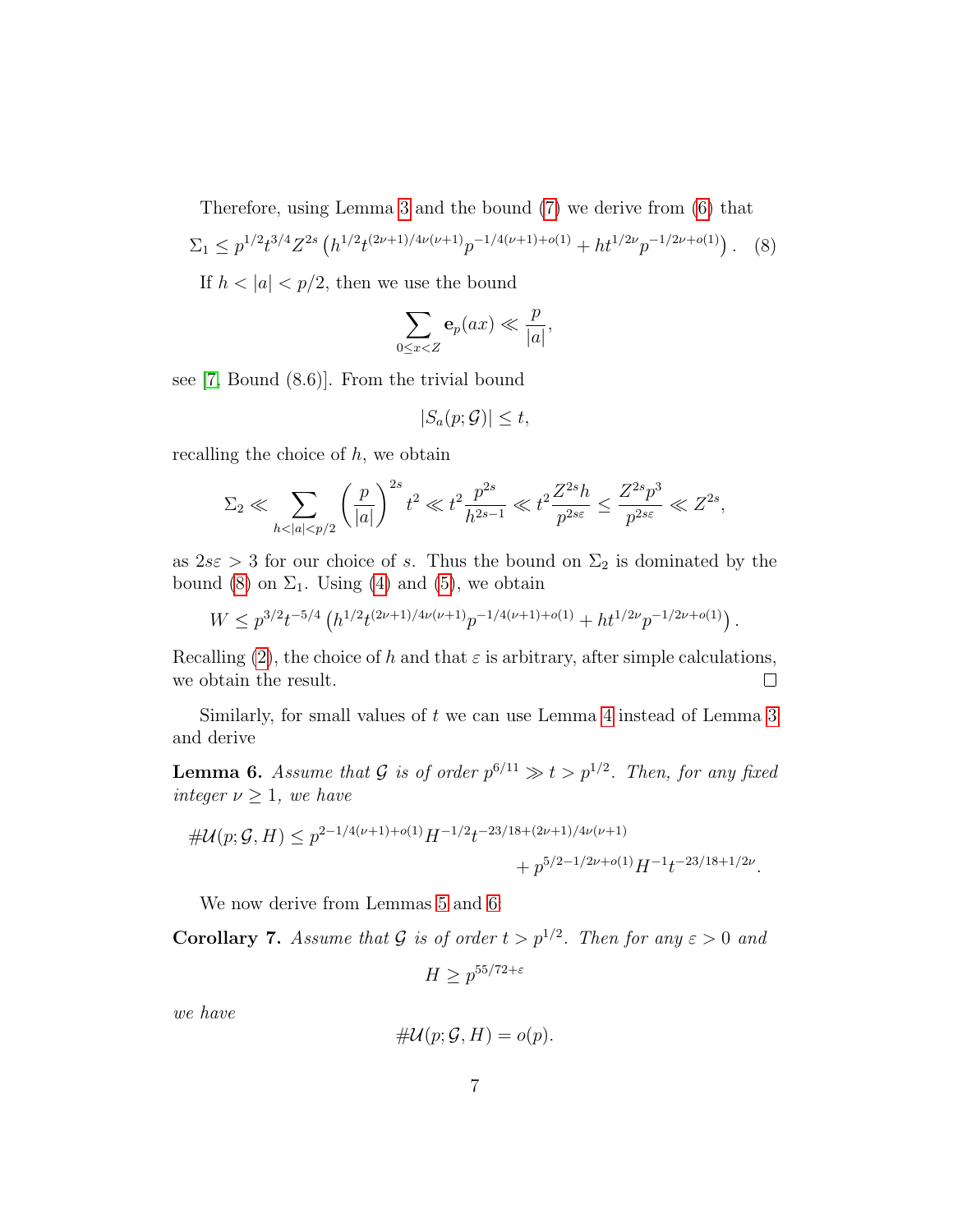Therefore, using Lemma 3 and the bound (7) we derive from (6) that

$$\Sigma_1 \le p^{1/2} t^{3/4} Z^{2s} \left( h^{1/2} t^{(2\nu+1)/4\nu(\nu+1)} p^{-1/4(\nu+1)+o(1)} + h t^{1/2\nu} p^{-1/2\nu+o(1)} \right). \quad (8)$$

If $h < |a| < p/2$, then we use the bound

$$\sum_{0 \le x < Z} \mathbf{e}_p(ax) \ll \frac{p}{|a|},$$

see [7, Bound (8.6)]. From the trivial bound

$$|S_a(p;\mathcal{G})| \le t,$$

recalling the choice of $h$, we obtain

$$\Sigma_2 \ll \sum_{h<|a|<p/2} \left(\frac{p}{|a|}\right)^{2s} t^2 \ll t^2 \frac{p^{2s}}{h^{2s-1}} \ll t^2 \frac{Z^{2s} h}{p^{2s\varepsilon}} \le \frac{Z^{2s} p^3}{p^{2s\varepsilon}} \ll Z^{2s},$$

as $2s\varepsilon > 3$ for our choice of $s$. Thus the bound on $\Sigma_2$ is dominated by the bound (8) on $\Sigma_1$. Using (4) and (5), we obtain

$$W \le p^{3/2} t^{-5/4} \left( h^{1/2} t^{(2\nu+1)/4\nu(\nu+1)} p^{-1/4(\nu+1)+o(1)} + h t^{1/2\nu} p^{-1/2\nu+o(1)} \right).$$

Recalling (2), the choice of $h$ and that $\varepsilon$ is arbitrary, after simple calculations, we obtain the result. $\square$

Similarly, for small values of $t$ we can use Lemma 4 instead of Lemma 3 and derive

**Lemma 6.** *Assume that $\mathcal{G}$ is of order $p^{6/11} \gg t > p^{1/2}$. Then, for any fixed integer $\nu \ge 1$, we have*

$$\#\mathcal{U}(p;\mathcal{G},H) \le p^{2-1/4(\nu+1)+o(1)} H^{-1/2} t^{-23/18+(2\nu+1)/4\nu(\nu+1)} + p^{5/2-1/2\nu+o(1)} H^{-1} t^{-23/18+1/2\nu}.$$

We now derive from Lemmas 5 and 6

**Corollary 7.** *Assume that $\mathcal{G}$ is of order $t > p^{1/2}$. Then for any $\varepsilon > 0$ and*

$$H \ge p^{55/72+\varepsilon}$$

*we have*

$$\#\mathcal{U}(p;\mathcal{G},H) = o(p).$$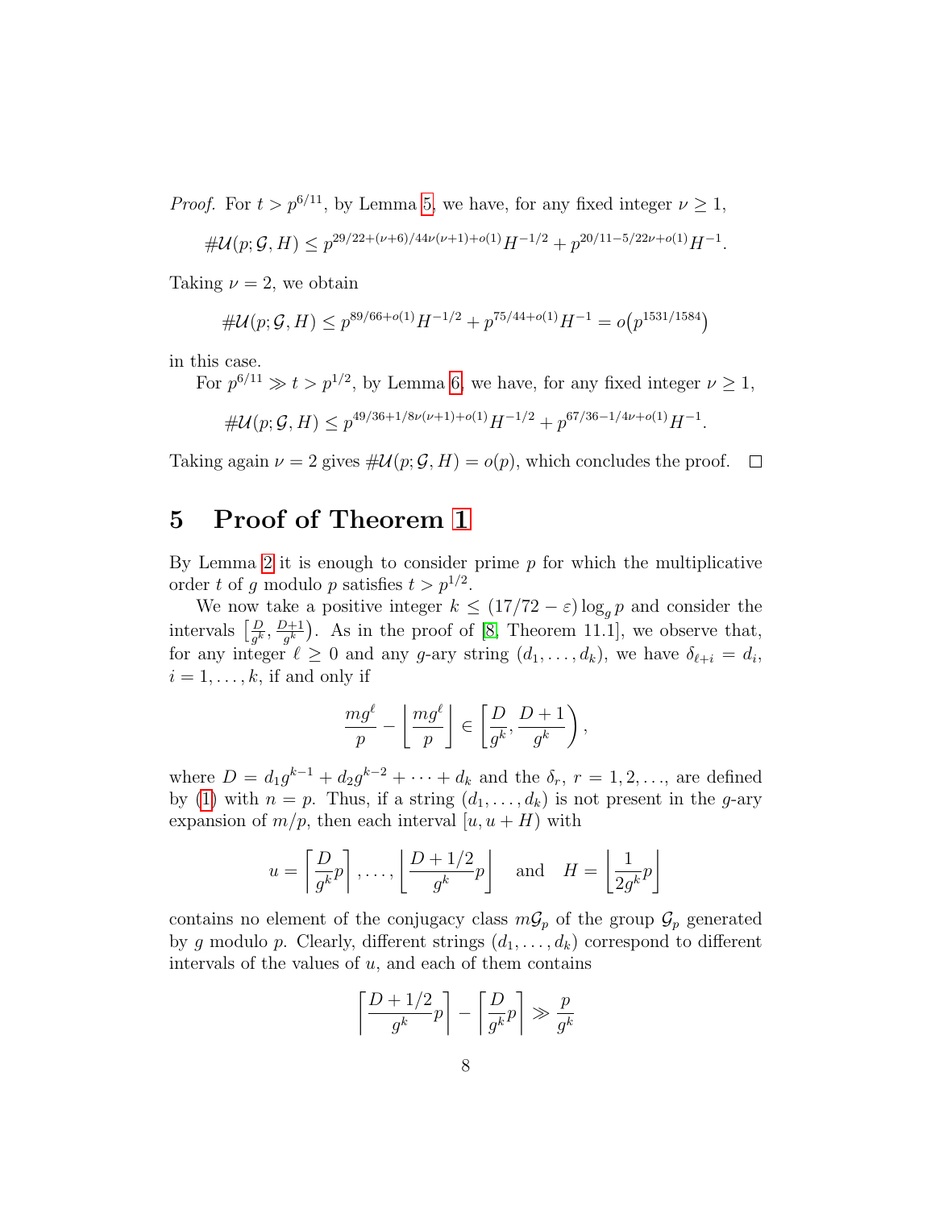*Proof.* For $t > p^{6/11}$, by Lemma 5, we have, for any fixed integer $\nu \geq 1$,

$$\#\mathcal{U}(p; \mathcal{G}, H) \leq p^{29/22+(\nu+6)/44\nu(\nu+1)+o(1)} H^{-1/2} + p^{20/11-5/22\nu+o(1)} H^{-1}.$$

Taking $\nu = 2$, we obtain

$$\#\mathcal{U}(p; \mathcal{G}, H) \leq p^{89/66+o(1)} H^{-1/2} + p^{75/44+o(1)} H^{-1} = o\big(p^{1531/1584}\big)$$

in this case.

For $p^{6/11} \gg t > p^{1/2}$, by Lemma 6, we have, for any fixed integer $\nu \geq 1$,

$$\#\mathcal{U}(p; \mathcal{G}, H) \leq p^{49/36+1/8\nu(\nu+1)+o(1)} H^{-1/2} + p^{67/36-1/4\nu+o(1)} H^{-1}.$$

Taking again $\nu = 2$ gives $\#\mathcal{U}(p; \mathcal{G}, H) = o(p)$, which concludes the proof. $\square$

## 5 Proof of Theorem 1

By Lemma 2 it is enough to consider prime $p$ for which the multiplicative order $t$ of $g$ modulo $p$ satisfies $t > p^{1/2}$.

We now take a positive integer $k \leq (17/72 - \varepsilon) \log_g p$ and consider the intervals $\left[\frac{D}{g^k}, \frac{D+1}{g^k}\right)$. As in the proof of [8, Theorem 11.1], we observe that, for any integer $\ell \geq 0$ and any $g$-ary string $(d_1, \ldots, d_k)$, we have $\delta_{\ell+i} = d_i$, $i = 1, \ldots, k$, if and only if

$$\frac{mg^\ell}{p} - \left\lfloor \frac{mg^\ell}{p} \right\rfloor \in \left[\frac{D}{g^k}, \frac{D+1}{g^k}\right),$$

where $D = d_1 g^{k-1} + d_2 g^{k-2} + \cdots + d_k$ and the $\delta_r$, $r = 1, 2, \ldots$, are defined by (1) with $n = p$. Thus, if a string $(d_1, \ldots, d_k)$ is not present in the $g$-ary expansion of $m/p$, then each interval $[u, u + H)$ with

$$u = \left\lceil \frac{D}{g^k} p \right\rceil, \ldots, \left\lfloor \frac{D + 1/2}{g^k} p \right\rfloor \quad \text{and} \quad H = \left\lfloor \frac{1}{2g^k} p \right\rfloor$$

contains no element of the conjugacy class $m\mathcal{G}_p$ of the group $\mathcal{G}_p$ generated by $g$ modulo $p$. Clearly, different strings $(d_1, \ldots, d_k)$ correspond to different intervals of the values of $u$, and each of them contains

$$\left\lceil \frac{D + 1/2}{g^k} p \right\rceil - \left\lceil \frac{D}{g^k} p \right\rceil \gg \frac{p}{g^k}$$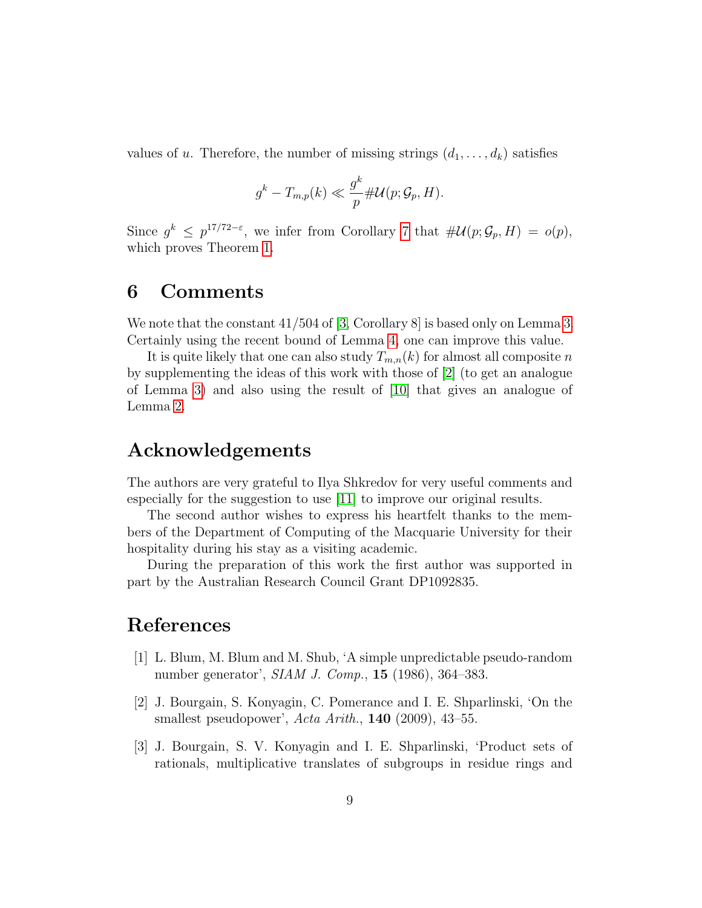values of $u$. Therefore, the number of missing strings $(d_1, \ldots, d_k)$ satisfies

$$g^k - T_{m,p}(k) \ll \frac{g^k}{p} \# \mathcal{U}(p; \mathcal{G}_p, H).$$

Since $g^k \le p^{17/72-\varepsilon}$, we infer from Corollary 7 that $\#\mathcal{U}(p; \mathcal{G}_p, H) = o(p)$, which proves Theorem 1.

# 6 Comments

We note that the constant $41/504$ of [3, Corollary 8] is based only on Lemma 3. Certainly using the recent bound of Lemma 4, one can improve this value.

It is quite likely that one can also study $T_{m,n}(k)$ for almost all composite $n$ by supplementing the ideas of this work with those of [2] (to get an analogue of Lemma 3) and also using the result of [10] that gives an analogue of Lemma 2.

# Acknowledgements

The authors are very grateful to Ilya Shkredov for very useful comments and especially for the suggestion to use [11] to improve our original results.

The second author wishes to express his heartfelt thanks to the members of the Department of Computing of the Macquarie University for their hospitality during his stay as a visiting academic.

During the preparation of this work the first author was supported in part by the Australian Research Council Grant DP1092835.

# References

[1] L. Blum, M. Blum and M. Shub, 'A simple unpredictable pseudo-random number generator', *SIAM J. Comp.*, **15** (1986), 364–383.

[2] J. Bourgain, S. Konyagin, C. Pomerance and I. E. Shparlinski, 'On the smallest pseudopower', *Acta Arith.*, **140** (2009), 43–55.

[3] J. Bourgain, S. V. Konyagin and I. E. Shparlinski, 'Product sets of rationals, multiplicative translates of subgroups in residue rings and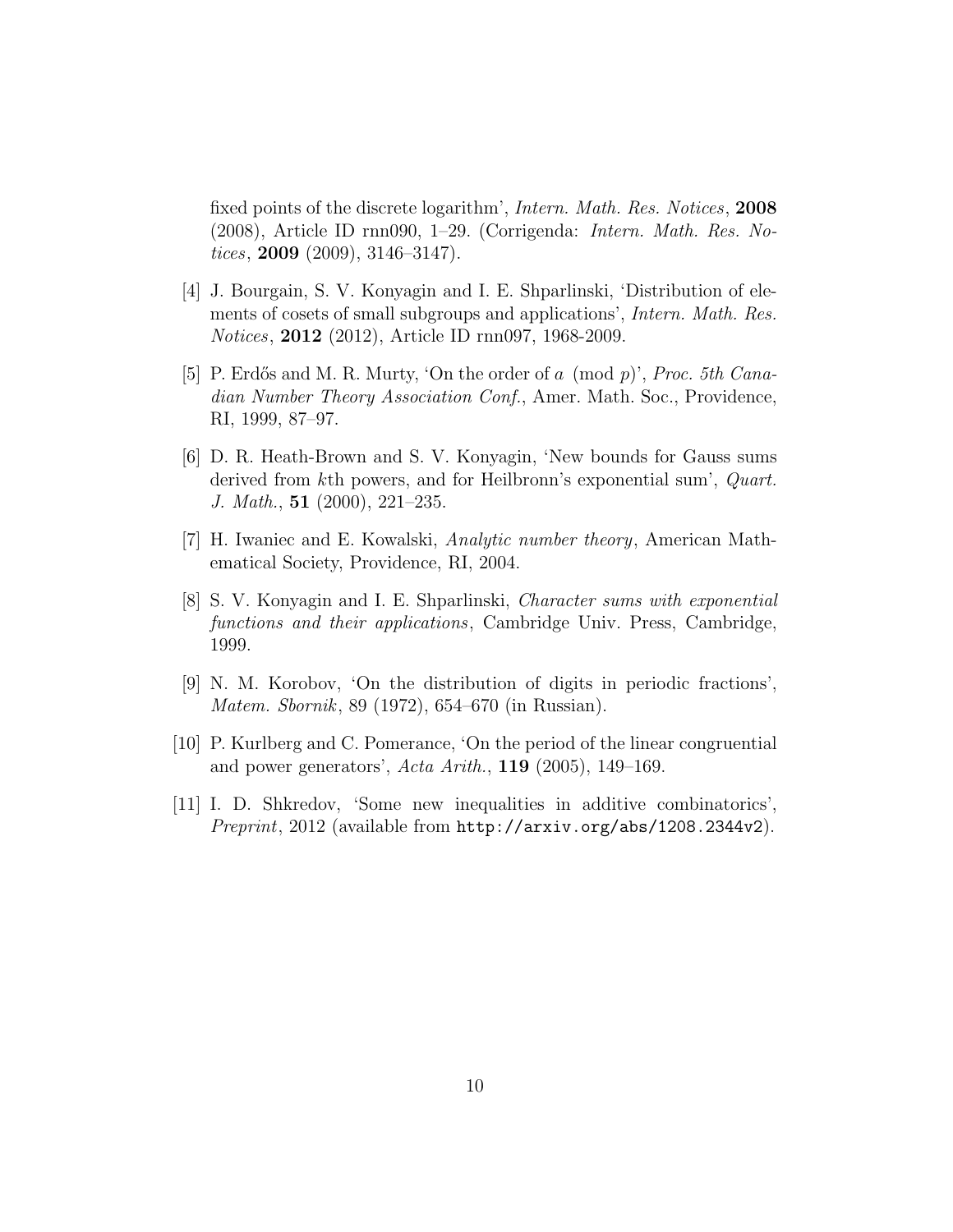fixed points of the discrete logarithm', *Intern. Math. Res. Notices*, **2008** (2008), Article ID rnn090, 1–29. (Corrigenda: *Intern. Math. Res. Notices*, **2009** (2009), 3146–3147).

[4] J. Bourgain, S. V. Konyagin and I. E. Shparlinski, 'Distribution of elements of cosets of small subgroups and applications', *Intern. Math. Res. Notices*, **2012** (2012), Article ID rnn097, 1968-2009.

[5] P. Erdős and M. R. Murty, 'On the order of $a \pmod p$', *Proc. 5th Canadian Number Theory Association Conf.*, Amer. Math. Soc., Providence, RI, 1999, 87–97.

[6] D. R. Heath-Brown and S. V. Konyagin, 'New bounds for Gauss sums derived from $k$th powers, and for Heilbronn's exponential sum', *Quart. J. Math.*, **51** (2000), 221–235.

[7] H. Iwaniec and E. Kowalski, *Analytic number theory*, American Mathematical Society, Providence, RI, 2004.

[8] S. V. Konyagin and I. E. Shparlinski, *Character sums with exponential functions and their applications*, Cambridge Univ. Press, Cambridge, 1999.

[9] N. M. Korobov, 'On the distribution of digits in periodic fractions', *Matem. Sbornik*, 89 (1972), 654–670 (in Russian).

[10] P. Kurlberg and C. Pomerance, 'On the period of the linear congruential and power generators', *Acta Arith.*, **119** (2005), 149–169.

[11] I. D. Shkredov, 'Some new inequalities in additive combinatorics', *Preprint*, 2012 (available from `http://arxiv.org/abs/1208.2344v2`).